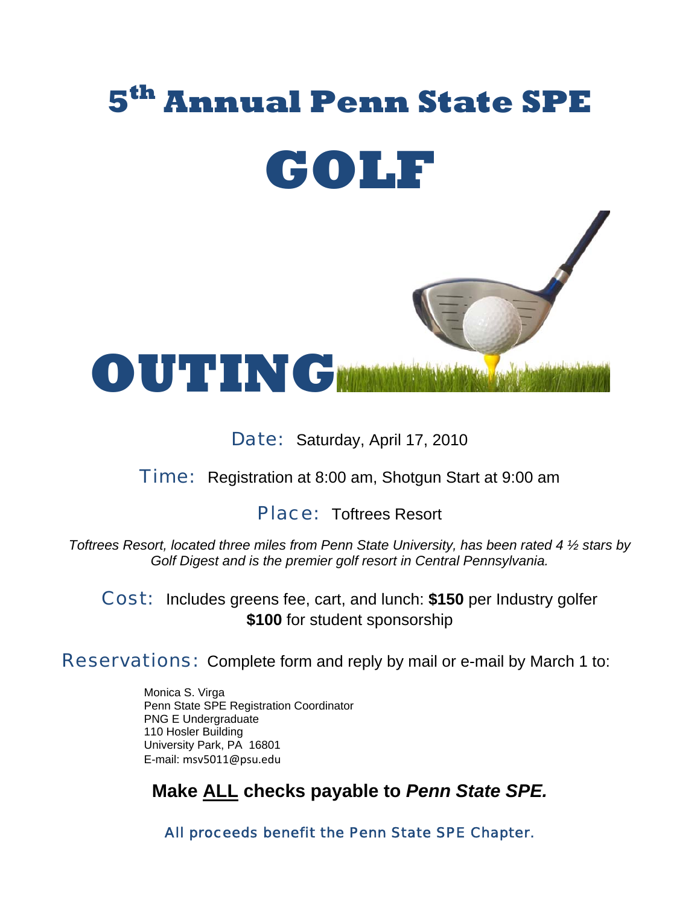# 5th Annual Penn State SPE

# GOLF

# OUTING

**Date:** Saturday, April 17, 2010

**Time:** Registration at 8:00 am, Shotgun Start at 9:00 am

**Place:** Toftrees Resort

*Toftrees Resort, located three miles from Penn State University, has been rated 4 ½ stars by Golf Digest and is the premier golf resort in Central Pennsylvania.*

**Cost:** Includes greens fee, cart, and lunch: **$150** per Industry golfer
**$100** for student sponsorship

**Reservations:** Complete form and reply by mail or e-mail by March 1 to:

Monica S. Virga
Penn State SPE Registration Coordinator
PNG E Undergraduate
110 Hosler Building
University Park, PA 16801
E-mail: msv5011@psu.edu

**Make ALL checks payable to *Penn State SPE.***

All proceeds benefit the Penn State SPE Chapter.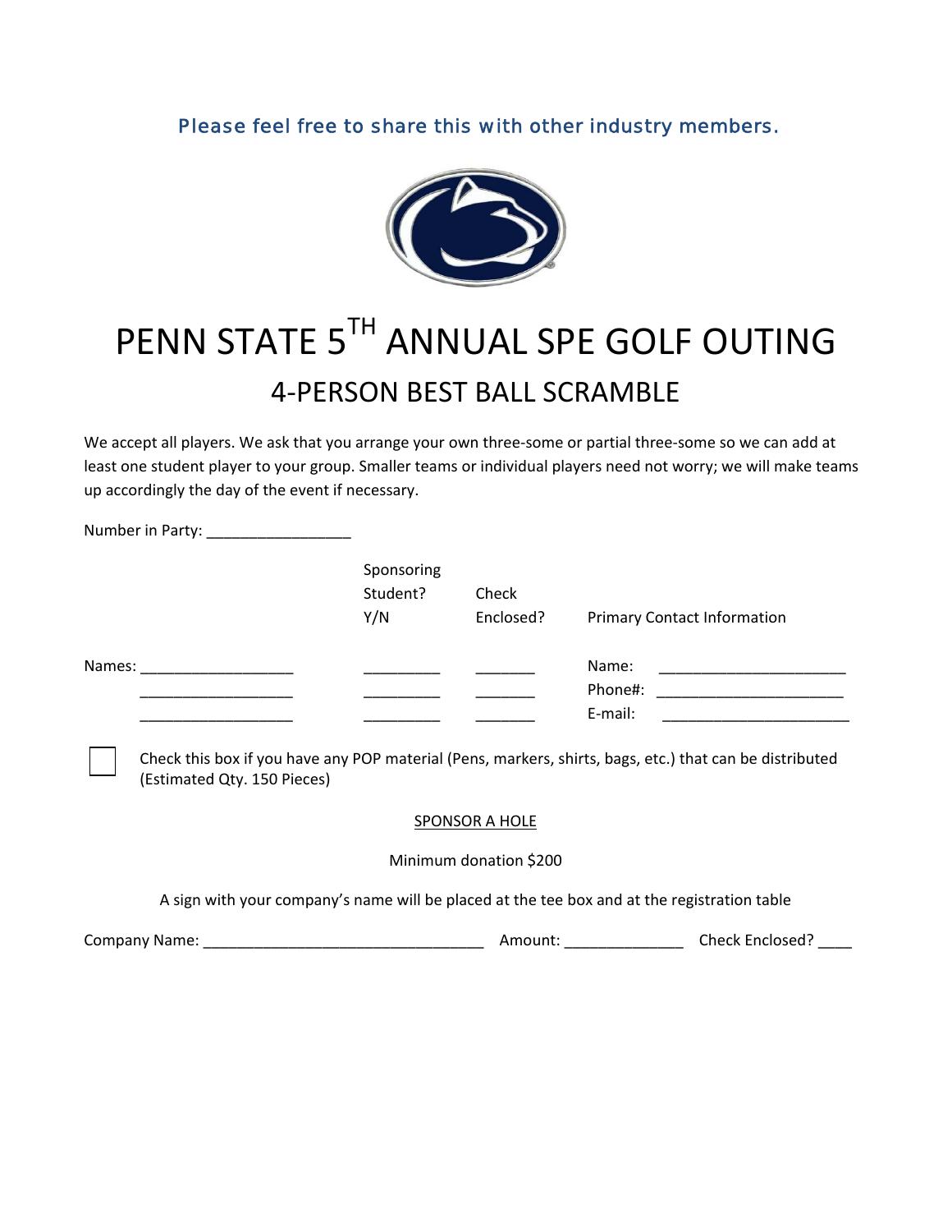Please feel free to share this with other industry members.

# PENN STATE 5TH ANNUAL SPE GOLF OUTING

## 4-PERSON BEST BALL SCRAMBLE

We accept all players. We ask that you arrange your own three-some or partial three-some so we can add at least one student player to your group. Smaller teams or individual players need not worry; we will make teams up accordingly the day of the event if necessary.

Number in Party: ________________

| | Sponsoring Student? Y/N | Check Enclosed? | Primary Contact Information |
|---|---|---|---|
| Names: _________________ | _________ | _______ | Name: _____________________ |
| _________________ | _________ | _______ | Phone#: _____________________ |
| _________________ | _________ | _______ | E-mail: _____________________ |

☐ Check this box if you have any POP material (Pens, markers, shirts, bags, etc.) that can be distributed (Estimated Qty. 150 Pieces)

SPONSOR A HOLE

Minimum donation $200

A sign with your company's name will be placed at the tee box and at the registration table

Company Name: ________________________________ Amount: _____________ Check Enclosed? ____